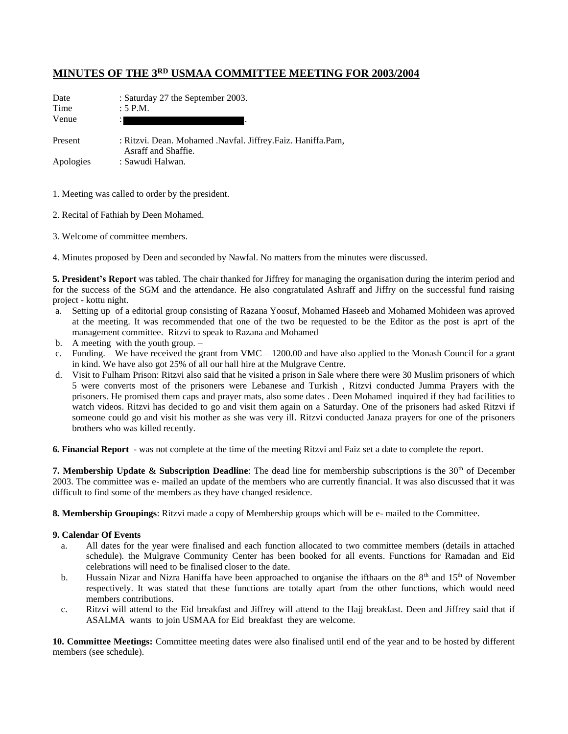## MINUTES OF THE 3RD USMAA COMMITTEE MEETING FOR 2003/2004

Date : Saturday 27 the September 2003.
Time : 5 P.M.
Venue : .

Present : Ritzvi. Dean. Mohamed .Navfal. Jiffrey.Faiz. Haniffa.Pam, Asraff and Shaffie.
Apologies : Sawudi Halwan.

1. Meeting was called to order by the president.

2. Recital of Fathiah by Deen Mohamed.

3. Welcome of committee members.

4. Minutes proposed by Deen and seconded by Nawfal. No matters from the minutes were discussed.

**5. President's Report** was tabled. The chair thanked for Jiffrey for managing the organisation during the interim period and for the success of the SGM and the attendance. He also congratulated Ashraff and Jiffry on the successful fund raising project - kottu night.

a. Setting up of a editorial group consisting of Razana Yoosuf, Mohamed Haseeb and Mohamed Mohideen was aproved at the meeting. It was recommended that one of the two be requested to be the Editor as the post is aprt of the management committee. Ritzvi to speak to Razana and Mohamed
b. A meeting with the youth group. –
c. Funding. – We have received the grant from VMC – 1200.00 and have also applied to the Monash Council for a grant in kind. We have also got 25% of all our hall hire at the Mulgrave Centre.
d. Visit to Fulham Prison: Ritzvi also said that he visited a prison in Sale where there were 30 Muslim prisoners of which 5 were converts most of the prisoners were Lebanese and Turkish , Ritzvi conducted Jumma Prayers with the prisoners. He promised them caps and prayer mats, also some dates . Deen Mohamed inquired if they had facilities to watch videos. Ritzvi has decided to go and visit them again on a Saturday. One of the prisoners had asked Ritzvi if someone could go and visit his mother as she was very ill. Ritzvi conducted Janaza prayers for one of the prisoners brothers who was killed recently.

**6. Financial Report** - was not complete at the time of the meeting Ritzvi and Faiz set a date to complete the report.

**7. Membership Update & Subscription Deadline**: The dead line for membership subscriptions is the 30th of December 2003. The committee was e- mailed an update of the members who are currently financial. It was also discussed that it was difficult to find some of the members as they have changed residence.

**8. Membership Groupings**: Ritzvi made a copy of Membership groups which will be e- mailed to the Committee.

**9. Calendar Of Events**

a. All dates for the year were finalised and each function allocated to two committee members (details in attached schedule). the Mulgrave Community Center has been booked for all events. Functions for Ramadan and Eid celebrations will need to be finalised closer to the date.
b. Hussain Nizar and Nizra Haniffa have been approached to organise the ifthaars on the 8th and 15th of November respectively. It was stated that these functions are totally apart from the other functions, which would need members contributions.
c. Ritzvi will attend to the Eid breakfast and Jiffrey will attend to the Hajj breakfast. Deen and Jiffrey said that if ASALMA wants to join USMAA for Eid breakfast they are welcome.

**10. Committee Meetings:** Committee meeting dates were also finalised until end of the year and to be hosted by different members (see schedule).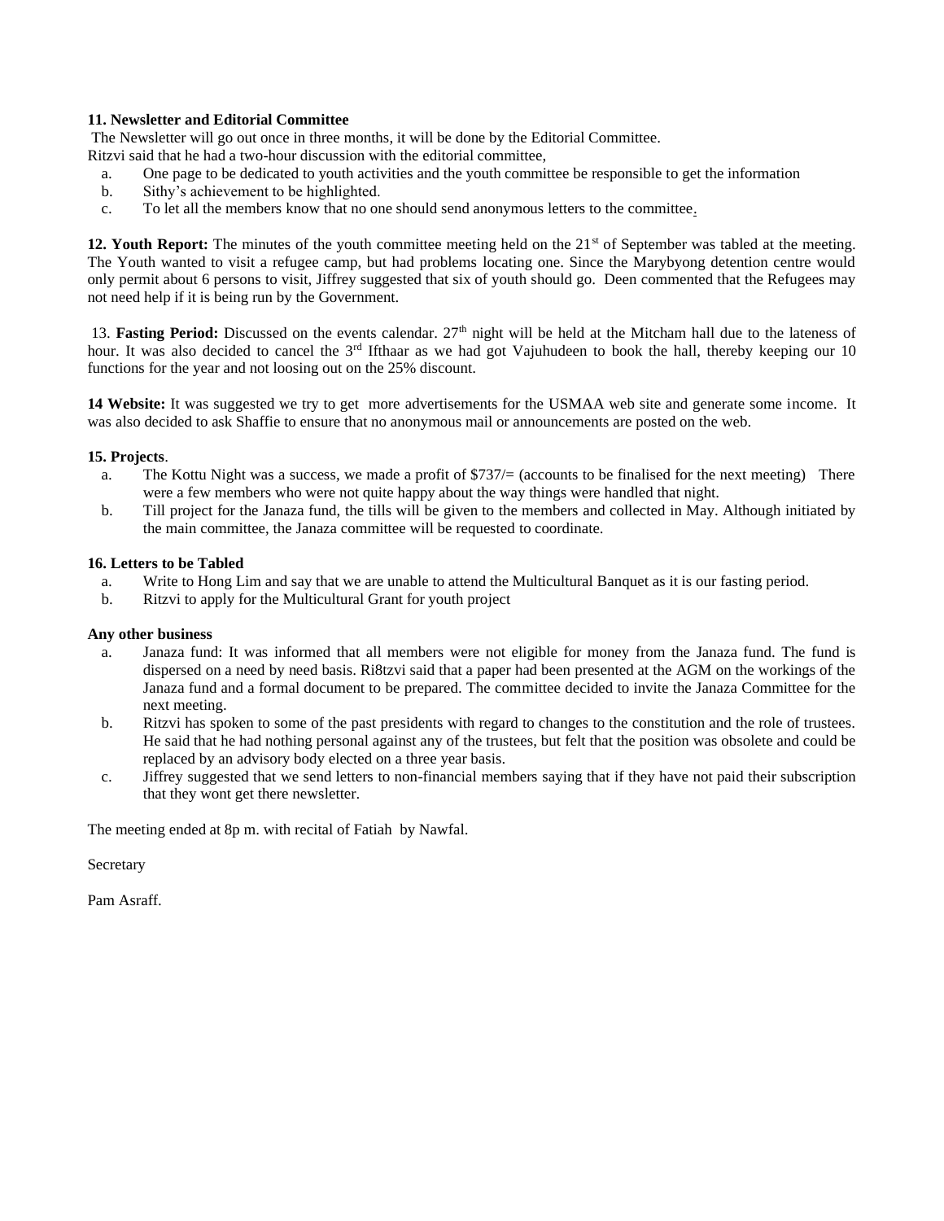**11. Newsletter and Editorial Committee**

The Newsletter will go out once in three months, it will be done by the Editorial Committee.
Ritzvi said that he had a two-hour discussion with the editorial committee,

a. One page to be dedicated to youth activities and the youth committee be responsible to get the information
b. Sithy's achievement to be highlighted.
c. To let all the members know that no one should send anonymous letters to the committee.

**12. Youth Report:** The minutes of the youth committee meeting held on the 21st of September was tabled at the meeting. The Youth wanted to visit a refugee camp, but had problems locating one. Since the Marybyong detention centre would only permit about 6 persons to visit, Jiffrey suggested that six of youth should go. Deen commented that the Refugees may not need help if it is being run by the Government.

13. **Fasting Period:** Discussed on the events calendar. 27th night will be held at the Mitcham hall due to the lateness of hour. It was also decided to cancel the 3rd Ifthaar as we had got Vajuhudeen to book the hall, thereby keeping our 10 functions for the year and not loosing out on the 25% discount.

**14 Website:** It was suggested we try to get more advertisements for the USMAA web site and generate some income. It was also decided to ask Shaffie to ensure that no anonymous mail or announcements are posted on the web.

**15. Projects**.

a. The Kottu Night was a success, we made a profit of $737/= (accounts to be finalised for the next meeting) There were a few members who were not quite happy about the way things were handled that night.
b. Till project for the Janaza fund, the tills will be given to the members and collected in May. Although initiated by the main committee, the Janaza committee will be requested to coordinate.

**16. Letters to be Tabled**

a. Write to Hong Lim and say that we are unable to attend the Multicultural Banquet as it is our fasting period.
b. Ritzvi to apply for the Multicultural Grant for youth project

**Any other business**

a. Janaza fund: It was informed that all members were not eligible for money from the Janaza fund. The fund is dispersed on a need by need basis. Ri8tzvi said that a paper had been presented at the AGM on the workings of the Janaza fund and a formal document to be prepared. The committee decided to invite the Janaza Committee for the next meeting.
b. Ritzvi has spoken to some of the past presidents with regard to changes to the constitution and the role of trustees. He said that he had nothing personal against any of the trustees, but felt that the position was obsolete and could be replaced by an advisory body elected on a three year basis.
c. Jiffrey suggested that we send letters to non-financial members saying that if they have not paid their subscription that they wont get there newsletter.

The meeting ended at 8p m. with recital of Fatiah by Nawfal.

Secretary

Pam Asraff.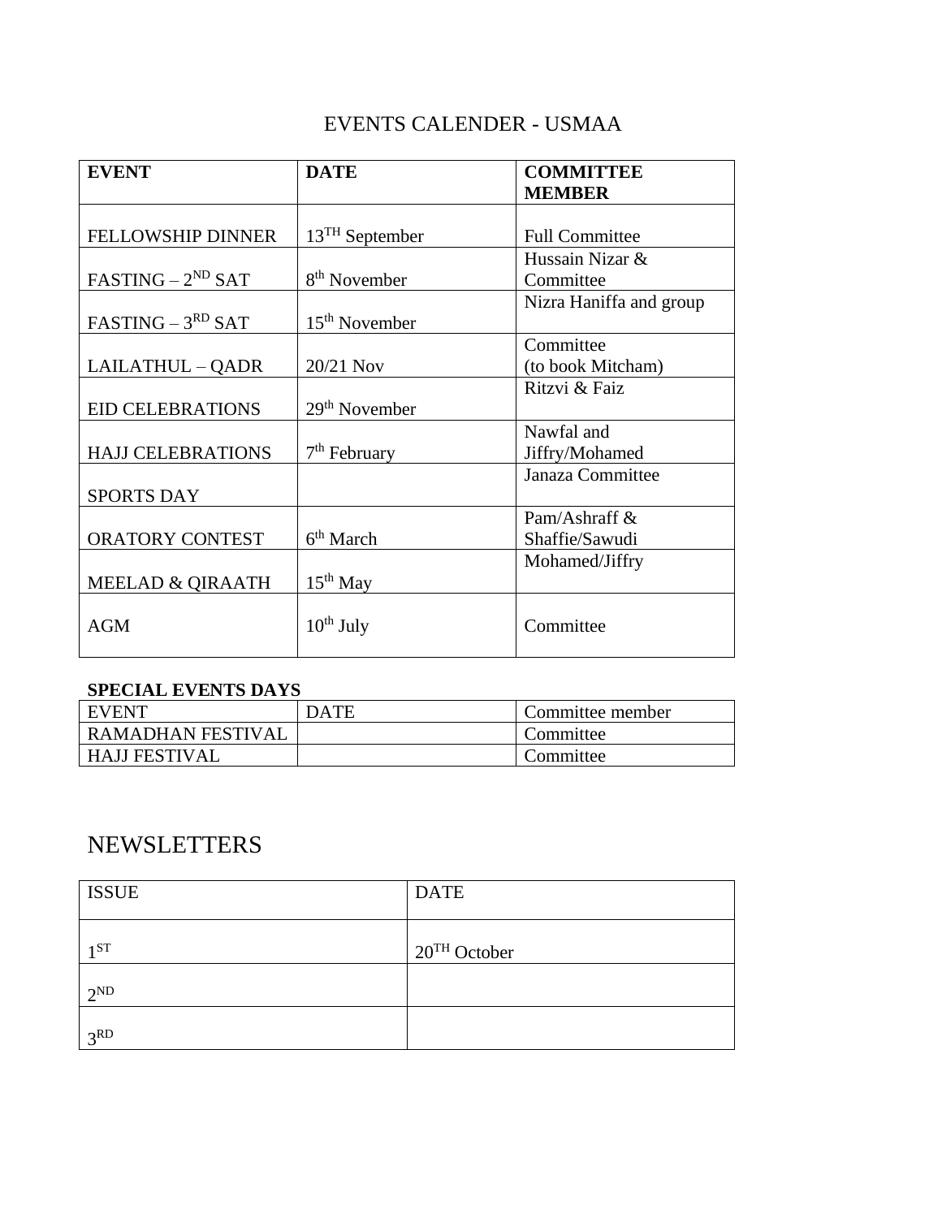# EVENTS CALENDER - USMAA

| **EVENT** | **DATE** | **COMMITTEE MEMBER** |
|---|---|---|
| FELLOWSHIP DINNER | 13TH September | Full Committee |
| FASTING – 2ND SAT | 8th November | Hussain Nizar & Committee |
| FASTING – 3RD SAT | 15th November | Nizra Haniffa and group |
| LAILATHUL – QADR | 20/21 Nov | Committee (to book Mitcham) |
| EID CELEBRATIONS | 29th November | Ritzvi & Faiz |
| HAJJ CELEBRATIONS | 7th February | Nawfal and Jiffry/Mohamed |
| SPORTS DAY | | Janaza Committee |
| ORATORY CONTEST | 6th March | Pam/Ashraff & Shaffie/Sawudi |
| MEELAD & QIRAATH | 15th May | Mohamed/Jiffry |
| AGM | 10th July | Committee |

**SPECIAL EVENTS DAYS**

| EVENT | DATE | Committee member |
|---|---|---|
| RAMADHAN FESTIVAL | | Committee |
| HAJJ FESTIVAL | | Committee |

# NEWSLETTERS

| ISSUE | DATE |
|---|---|
| 1ST | 20TH October |
| 2ND | |
| 3RD | |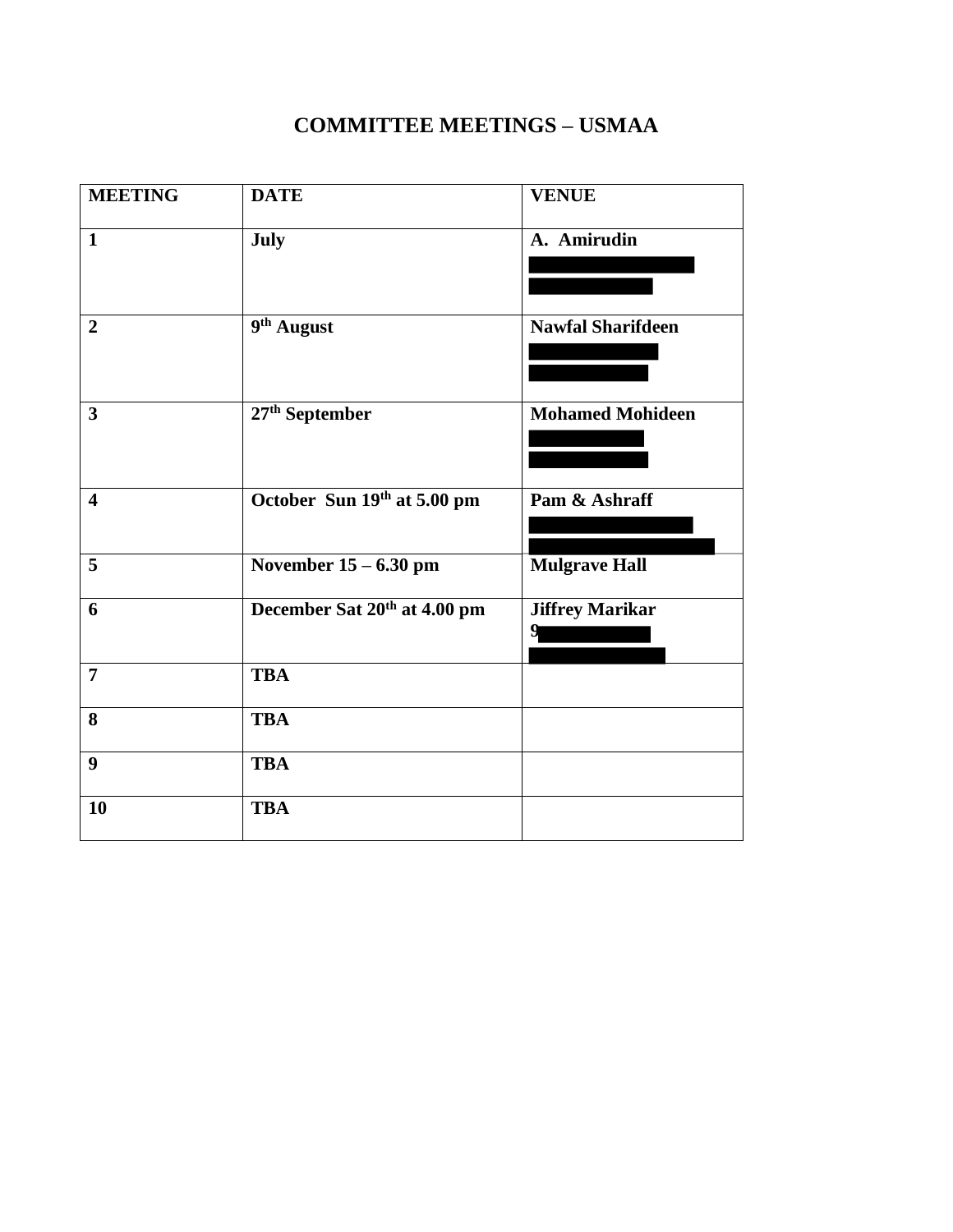# COMMITTEE MEETINGS – USMAA

| MEETING | DATE | VENUE |
|---|---|---|
| **1** | **July** | **A. Amirudin** |
| **2** | **9th August** | **Nawfal Sharifdeen** |
| **3** | **27th September** | **Mohamed Mohideen** |
| **4** | **October Sun 19th at 5.00 pm** | **Pam & Ashraff** |
| **5** | **November 15 – 6.30 pm** | **Mulgrave Hall** |
| **6** | **December Sat 20th at 4.00 pm** | **Jiffrey Marikar** **9** |
| **7** | **TBA** | |
| **8** | **TBA** | |
| **9** | **TBA** | |
| **10** | **TBA** | |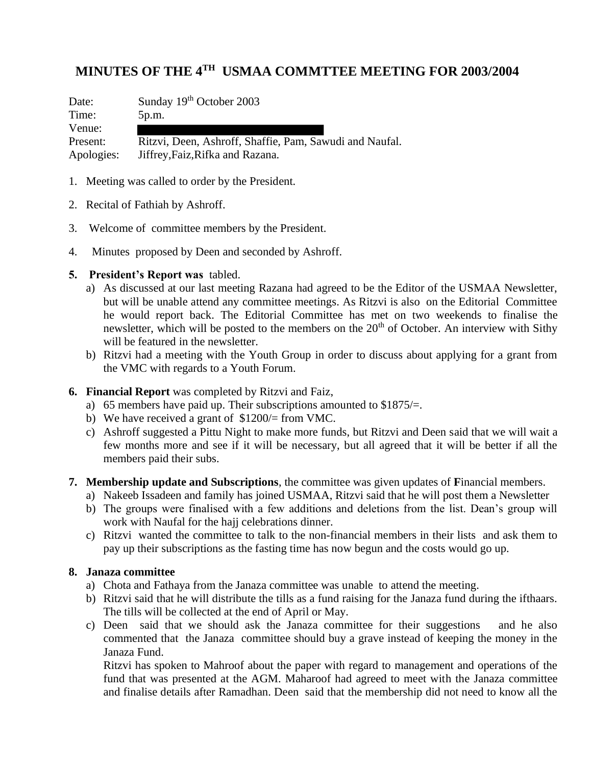# MINUTES OF THE 4TH USMAA COMMTTEE MEETING FOR 2003/2004

Date: Sunday 19th October 2003
Time: 5p.m.
Venue:
Present: Ritzvi, Deen, Ashroff, Shaffie, Pam, Sawudi and Naufal.
Apologies: Jiffrey,Faiz,Rifka and Razana.

1. Meeting was called to order by the President.

2. Recital of Fathiah by Ashroff.

3. Welcome of committee members by the President.

4. Minutes proposed by Deen and seconded by Ashroff.

5. **President's Report was** tabled.
   a) As discussed at our last meeting Razana had agreed to be the Editor of the USMAA Newsletter, but will be unable attend any committee meetings. As Ritzvi is also on the Editorial Committee he would report back. The Editorial Committee has met on two weekends to finalise the newsletter, which will be posted to the members on the 20th of October. An interview with Sithy will be featured in the newsletter.
   b) Ritzvi had a meeting with the Youth Group in order to discuss about applying for a grant from the VMC with regards to a Youth Forum.

6. **Financial Report** was completed by Ritzvi and Faiz,
   a) 65 members have paid up. Their subscriptions amounted to $1875/=.
   b) We have received a grant of $1200/= from VMC.
   c) Ashroff suggested a Pittu Night to make more funds, but Ritzvi and Deen said that we will wait a few months more and see if it will be necessary, but all agreed that it will be better if all the members paid their subs.

7. **Membership update and Subscriptions**, the committee was given updates of **F**inancial members.
   a) Nakeeb Issadeen and family has joined USMAA, Ritzvi said that he will post them a Newsletter
   b) The groups were finalised with a few additions and deletions from the list. Dean's group will work with Naufal for the hajj celebrations dinner.
   c) Ritzvi wanted the committee to talk to the non-financial members in their lists and ask them to pay up their subscriptions as the fasting time has now begun and the costs would go up.

8. **Janaza committee**
   a) Chota and Fathaya from the Janaza committee was unable to attend the meeting.
   b) Ritzvi said that he will distribute the tills as a fund raising for the Janaza fund during the ifthaars. The tills will be collected at the end of April or May.
   c) Deen said that we should ask the Janaza committee for their suggestions and he also commented that the Janaza committee should buy a grave instead of keeping the money in the Janaza Fund.

      Ritzvi has spoken to Mahroof about the paper with regard to management and operations of the fund that was presented at the AGM. Maharoof had agreed to meet with the Janaza committee and finalise details after Ramadhan. Deen said that the membership did not need to know all the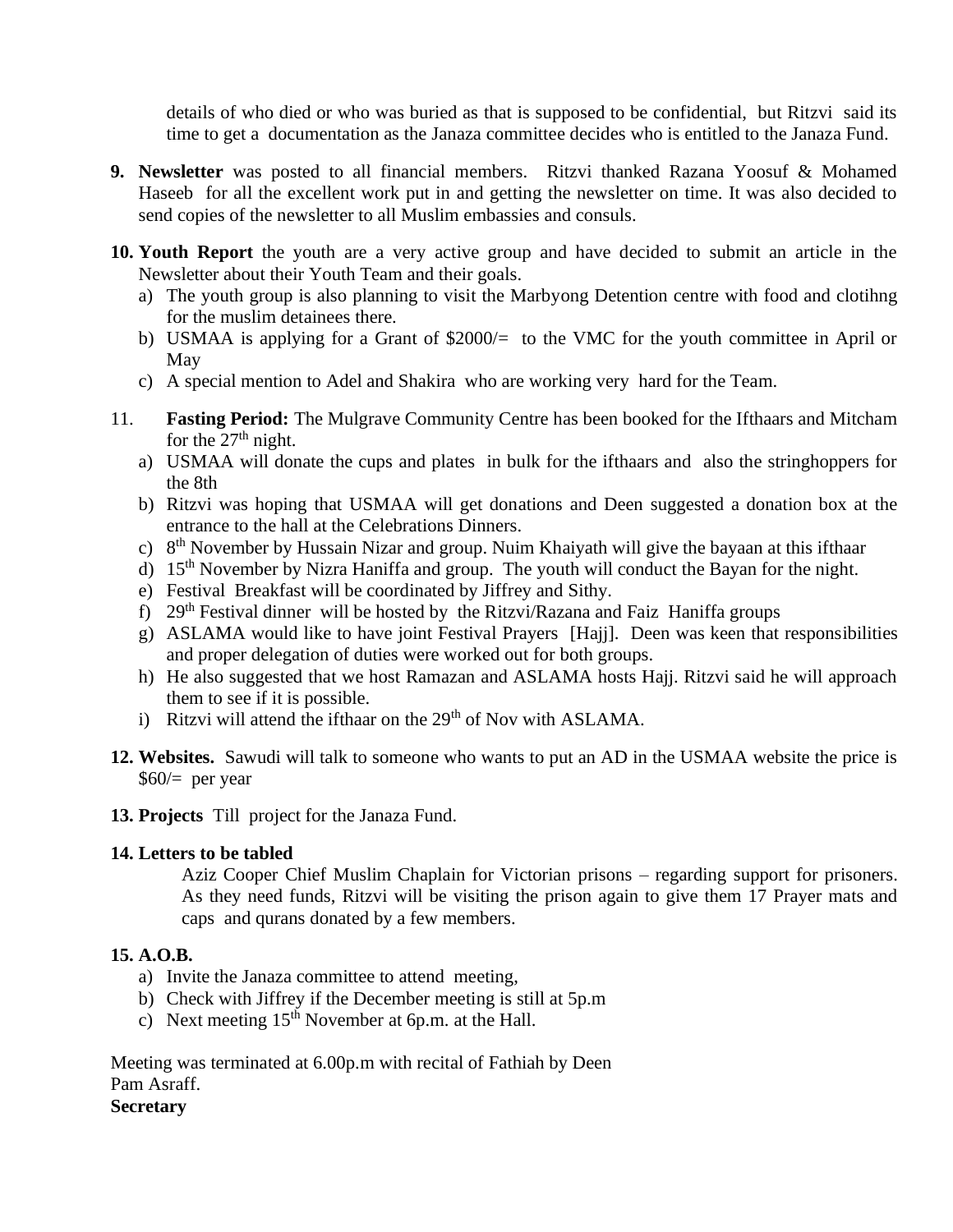details of who died or who was buried as that is supposed to be confidential, but Ritzvi said its time to get a documentation as the Janaza committee decides who is entitled to the Janaza Fund.

9. **Newsletter** was posted to all financial members. Ritzvi thanked Razana Yoosuf & Mohamed Haseeb for all the excellent work put in and getting the newsletter on time. It was also decided to send copies of the newsletter to all Muslim embassies and consuls.

10. **Youth Report** the youth are a very active group and have decided to submit an article in the Newsletter about their Youth Team and their goals.
    a) The youth group is also planning to visit the Marbyong Detention centre with food and clotihng for the muslim detainees there.
    b) USMAA is applying for a Grant of $2000/= to the VMC for the youth committee in April or May
    c) A special mention to Adel and Shakira who are working very hard for the Team.

11. **Fasting Period:** The Mulgrave Community Centre has been booked for the Ifthaars and Mitcham for the 27th night.
    a) USMAA will donate the cups and plates in bulk for the ifthaars and also the stringhoppers for the 8th
    b) Ritzvi was hoping that USMAA will get donations and Deen suggested a donation box at the entrance to the hall at the Celebrations Dinners.
    c) 8th November by Hussain Nizar and group. Nuim Khaiyath will give the bayaan at this ifthaar
    d) 15th November by Nizra Haniffa and group. The youth will conduct the Bayan for the night.
    e) Festival Breakfast will be coordinated by Jiffrey and Sithy.
    f) 29th Festival dinner will be hosted by the Ritzvi/Razana and Faiz Haniffa groups
    g) ASLAMA would like to have joint Festival Prayers [Hajj]. Deen was keen that responsibilities and proper delegation of duties were worked out for both groups.
    h) He also suggested that we host Ramazan and ASLAMA hosts Hajj. Ritzvi said he will approach them to see if it is possible.
    i) Ritzvi will attend the ifthaar on the 29th of Nov with ASLAMA.

12. **Websites.** Sawudi will talk to someone who wants to put an AD in the USMAA website the price is $60/= per year

13. **Projects** Till project for the Janaza Fund.

14. **Letters to be tabled**

    Aziz Cooper Chief Muslim Chaplain for Victorian prisons – regarding support for prisoners. As they need funds, Ritzvi will be visiting the prison again to give them 17 Prayer mats and caps and qurans donated by a few members.

15. **A.O.B.**
    a) Invite the Janaza committee to attend meeting,
    b) Check with Jiffrey if the December meeting is still at 5p.m
    c) Next meeting 15th November at 6p.m. at the Hall.

Meeting was terminated at 6.00p.m with recital of Fathiah by Deen
Pam Asraff.
**Secretary**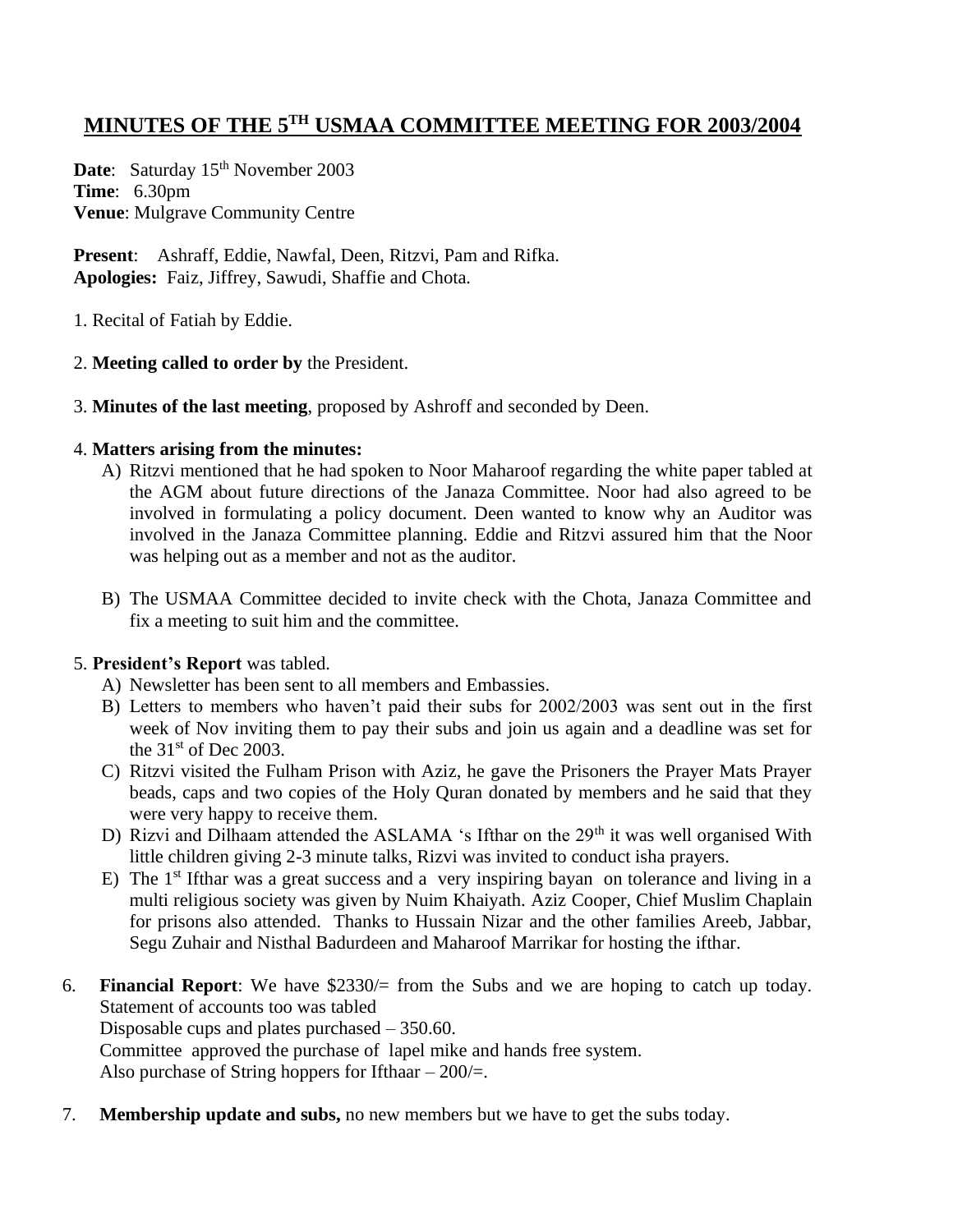# MINUTES OF THE 5TH USMAA COMMITTEE MEETING FOR 2003/2004

**Date**: Saturday 15th November 2003
**Time**: 6.30pm
**Venue**: Mulgrave Community Centre

**Present**: Ashraff, Eddie, Nawfal, Deen, Ritzvi, Pam and Rifka.
**Apologies:** Faiz, Jiffrey, Sawudi, Shaffie and Chota.

1. Recital of Fatiah by Eddie.

2. **Meeting called to order by** the President.

3. **Minutes of the last meeting**, proposed by Ashroff and seconded by Deen.

4. **Matters arising from the minutes:**
   A) Ritzvi mentioned that he had spoken to Noor Maharoof regarding the white paper tabled at the AGM about future directions of the Janaza Committee. Noor had also agreed to be involved in formulating a policy document. Deen wanted to know why an Auditor was involved in the Janaza Committee planning. Eddie and Ritzvi assured him that the Noor was helping out as a member and not as the auditor.

   B) The USMAA Committee decided to invite check with the Chota, Janaza Committee and fix a meeting to suit him and the committee.

5. **President's Report** was tabled.
   A) Newsletter has been sent to all members and Embassies.
   B) Letters to members who haven't paid their subs for 2002/2003 was sent out in the first week of Nov inviting them to pay their subs and join us again and a deadline was set for the 31st of Dec 2003.
   C) Ritzvi visited the Fulham Prison with Aziz, he gave the Prisoners the Prayer Mats Prayer beads, caps and two copies of the Holy Quran donated by members and he said that they were very happy to receive them.
   D) Rizvi and Dilhaam attended the ASLAMA 's Ifthar on the 29th it was well organised With little children giving 2-3 minute talks, Rizvi was invited to conduct isha prayers.
   E) The 1st Ifthar was a great success and a very inspiring bayan on tolerance and living in a multi religious society was given by Nuim Khaiyath. Aziz Cooper, Chief Muslim Chaplain for prisons also attended. Thanks to Hussain Nizar and the other families Areeb, Jabbar, Segu Zuhair and Nisthal Badurdeen and Maharoof Marrikar for hosting the ifthar.

6. **Financial Report**: We have $2330/= from the Subs and we are hoping to catch up today. Statement of accounts too was tabled
   Disposable cups and plates purchased – 350.60.
   Committee approved the purchase of lapel mike and hands free system.
   Also purchase of String hoppers for Ifthaar – 200/=.

7. **Membership update and subs,** no new members but we have to get the subs today.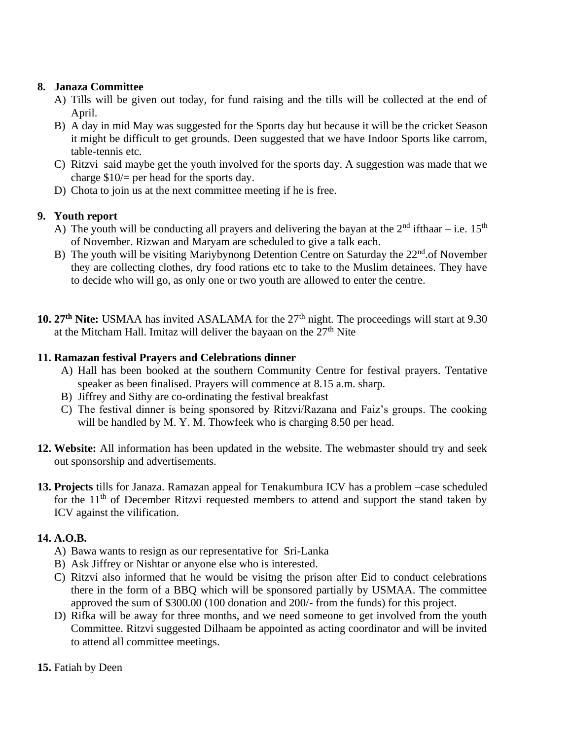**8. Janaza Committee**

A) Tills will be given out today, for fund raising and the tills will be collected at the end of April.

B) A day in mid May was suggested for the Sports day but because it will be the cricket Season it might be difficult to get grounds. Deen suggested that we have Indoor Sports like carrom, table-tennis etc.

C) Ritzvi said maybe get the youth involved for the sports day. A suggestion was made that we charge $10/= per head for the sports day.

D) Chota to join us at the next committee meeting if he is free.

**9. Youth report**

A) The youth will be conducting all prayers and delivering the bayan at the 2nd ifthaar – i.e. 15th of November. Rizwan and Maryam are scheduled to give a talk each.

B) The youth will be visiting Mariybynong Detention Centre on Saturday the 22nd.of November they are collecting clothes, dry food rations etc to take to the Muslim detainees. They have to decide who will go, as only one or two youth are allowed to enter the centre.

**10. 27th Nite:** USMAA has invited ASALAMA for the 27th night. The proceedings will start at 9.30 at the Mitcham Hall. Imitaz will deliver the bayaan on the 27th Nite

**11. Ramazan festival Prayers and Celebrations dinner**

A) Hall has been booked at the southern Community Centre for festival prayers. Tentative speaker as been finalised. Prayers will commence at 8.15 a.m. sharp.

B) Jiffrey and Sithy are co-ordinating the festival breakfast

C) The festival dinner is being sponsored by Ritzvi/Razana and Faiz's groups. The cooking will be handled by M. Y. M. Thowfeek who is charging 8.50 per head.

**12. Website:** All information has been updated in the website. The webmaster should try and seek out sponsorship and advertisements.

**13. Projects** tills for Janaza. Ramazan appeal for Tenakumbura ICV has a problem –case scheduled for the 11th of December Ritzvi requested members to attend and support the stand taken by ICV against the vilification.

**14. A.O.B.**

A) Bawa wants to resign as our representative for Sri-Lanka

B) Ask Jiffrey or Nishtar or anyone else who is interested.

C) Ritzvi also informed that he would be visitng the prison after Eid to conduct celebrations there in the form of a BBQ which will be sponsored partially by USMAA. The committee approved the sum of $300.00 (100 donation and 200/- from the funds) for this project.

D) Rifka will be away for three months, and we need someone to get involved from the youth Committee. Ritzvi suggested Dilhaam be appointed as acting coordinator and will be invited to attend all committee meetings.

**15.** Fatiah by Deen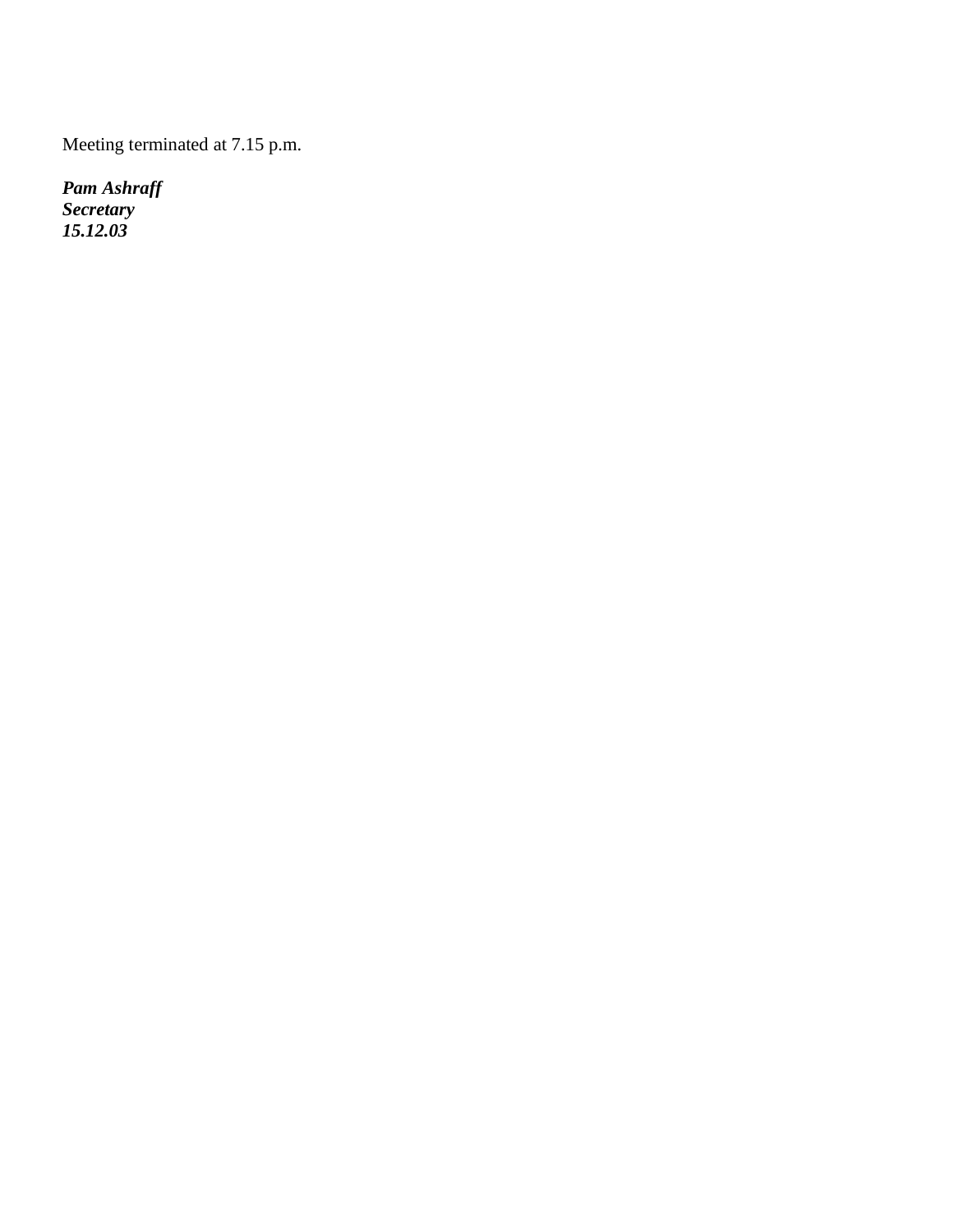Meeting terminated at 7.15 p.m.

***Pam Ashraff***
***Secretary***
***15.12.03***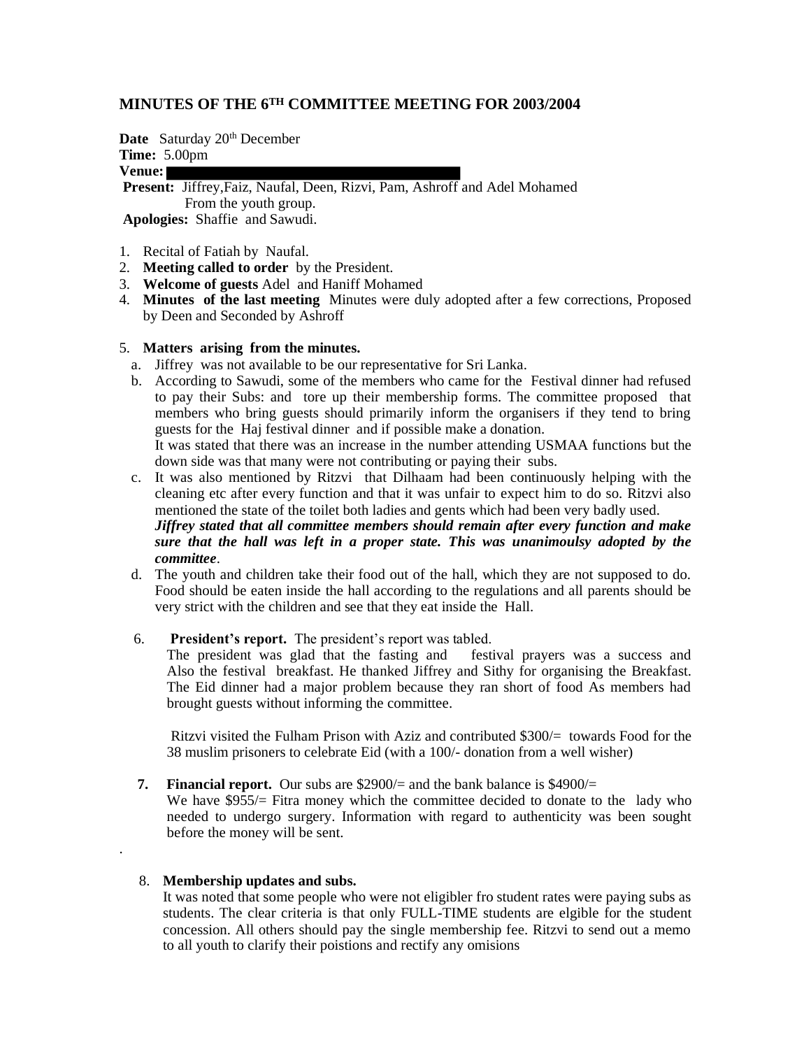## MINUTES OF THE 6TH COMMITTEE MEETING FOR 2003/2004

**Date** Saturday 20th December
**Time:** 5.00pm
**Venue:**
**Present:** Jiffrey,Faiz, Naufal, Deen, Rizvi, Pam, Ashroff and Adel Mohamed From the youth group.
**Apologies:** Shaffie and Sawudi.

1. Recital of Fatiah by Naufal.
2. **Meeting called to order** by the President.
3. **Welcome of guests** Adel and Haniff Mohamed
4. **Minutes of the last meeting** Minutes were duly adopted after a few corrections, Proposed by Deen and Seconded by Ashroff

5. **Matters arising from the minutes.**
   a. Jiffrey was not available to be our representative for Sri Lanka.
   b. According to Sawudi, some of the members who came for the Festival dinner had refused to pay their Subs: and tore up their membership forms. The committee proposed that members who bring guests should primarily inform the organisers if they tend to bring guests for the Haj festival dinner and if possible make a donation.
   It was stated that there was an increase in the number attending USMAA functions but the down side was that many were not contributing or paying their subs.
   c. It was also mentioned by Ritzvi that Dilhaam had been continuously helping with the cleaning etc after every function and that it was unfair to expect him to do so. Ritzvi also mentioned the state of the toilet both ladies and gents which had been very badly used.
   ***Jiffrey stated that all committee members should remain after every function and make sure that the hall was left in a proper state. This was unanimoulsy adopted by the committee***.
   d. The youth and children take their food out of the hall, which they are not supposed to do. Food should be eaten inside the hall according to the regulations and all parents should be very strict with the children and see that they eat inside the Hall.

6. **President's report.** The president's report was tabled.
   The president was glad that the fasting and festival prayers was a success and Also the festival breakfast. He thanked Jiffrey and Sithy for organising the Breakfast. The Eid dinner had a major problem because they ran short of food As members had brought guests without informing the committee.

   Ritzvi visited the Fulham Prison with Aziz and contributed $300/= towards Food for the 38 muslim prisoners to celebrate Eid (with a 100/- donation from a well wisher)

7. **Financial report.** Our subs are $2900/= and the bank balance is $4900/=
   We have $955/= Fitra money which the committee decided to donate to the lady who needed to undergo surgery. Information with regard to authenticity was been sought before the money will be sent.

.

8. **Membership updates and subs.**
   It was noted that some people who were not eligibler fro student rates were paying subs as students. The clear criteria is that only FULL-TIME students are elgible for the student concession. All others should pay the single membership fee. Ritzvi to send out a memo to all youth to clarify their poistions and rectify any omisions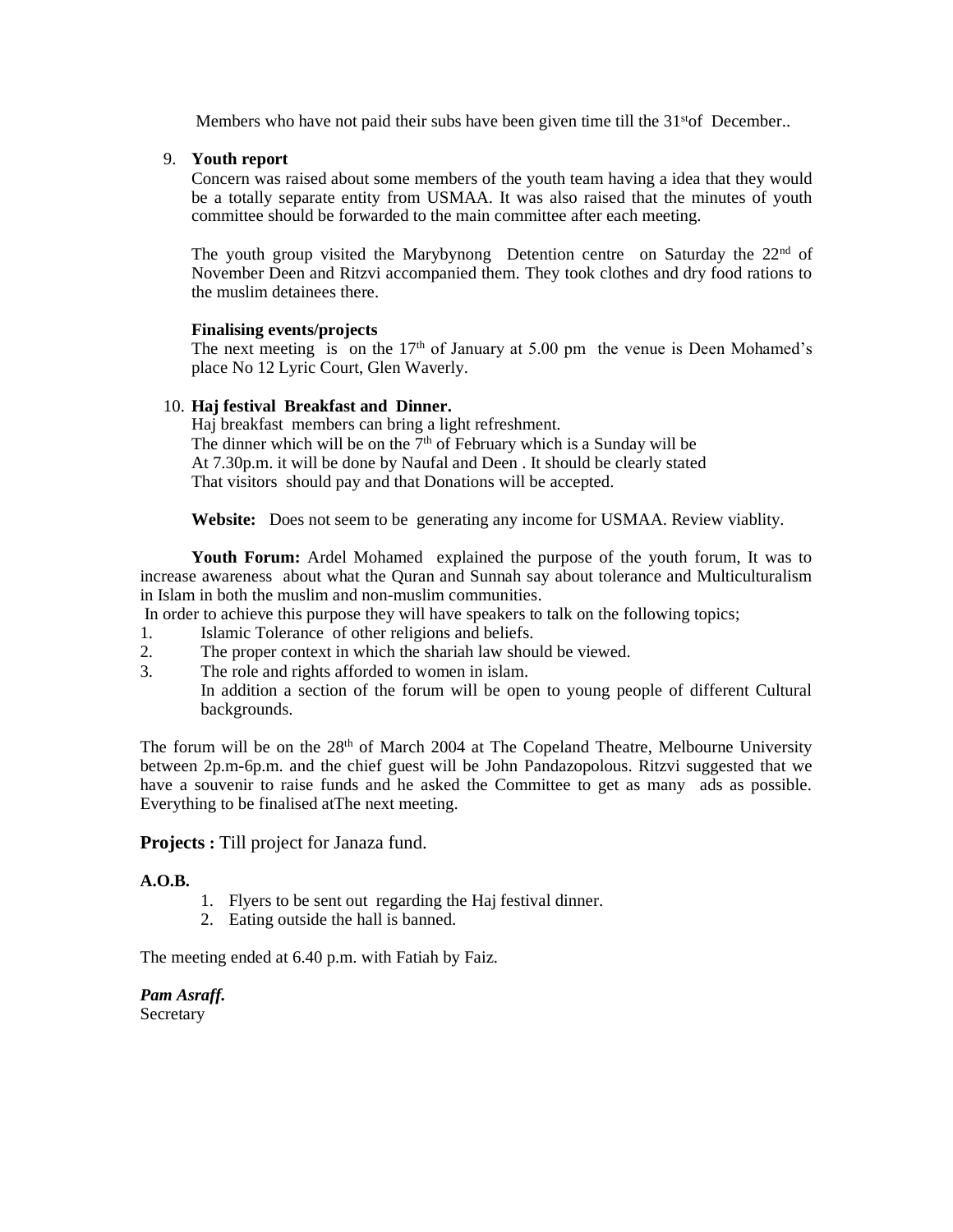Members who have not paid their subs have been given time till the 31st of December..

9. **Youth report**

   Concern was raised about some members of the youth team having a idea that they would be a totally separate entity from USMAA. It was also raised that the minutes of youth committee should be forwarded to the main committee after each meeting.

   The youth group visited the Marybynong Detention centre on Saturday the 22nd of November Deen and Ritzvi accompanied them. They took clothes and dry food rations to the muslim detainees there.

   **Finalising events/projects**

   The next meeting is on the 17th of January at 5.00 pm the venue is Deen Mohamed's place No 12 Lyric Court, Glen Waverly.

10. **Haj festival Breakfast and Dinner.**

    Haj breakfast members can bring a light refreshment.
    The dinner which will be on the 7th of February which is a Sunday will be
    At 7.30p.m. it will be done by Naufal and Deen . It should be clearly stated
    That visitors should pay and that Donations will be accepted.

    **Website:** Does not seem to be generating any income for USMAA. Review viablity.

**Youth Forum:** Ardel Mohamed explained the purpose of the youth forum, It was to increase awareness about what the Quran and Sunnah say about tolerance and Multiculturalism in Islam in both the muslim and non-muslim communities.

In order to achieve this purpose they will have speakers to talk on the following topics;

1. Islamic Tolerance of other religions and beliefs.
2. The proper context in which the shariah law should be viewed.
3. The role and rights afforded to women in islam.
   In addition a section of the forum will be open to young people of different Cultural backgrounds.

The forum will be on the 28th of March 2004 at The Copeland Theatre, Melbourne University between 2p.m-6p.m. and the chief guest will be John Pandazopolous. Ritzvi suggested that we have a souvenir to raise funds and he asked the Committee to get as many ads as possible. Everything to be finalised atThe next meeting.

**Projects :** Till project for Janaza fund.

**A.O.B.**

1. Flyers to be sent out regarding the Haj festival dinner.
2. Eating outside the hall is banned.

The meeting ended at 6.40 p.m. with Fatiah by Faiz.

***Pam Asraff.***
Secretary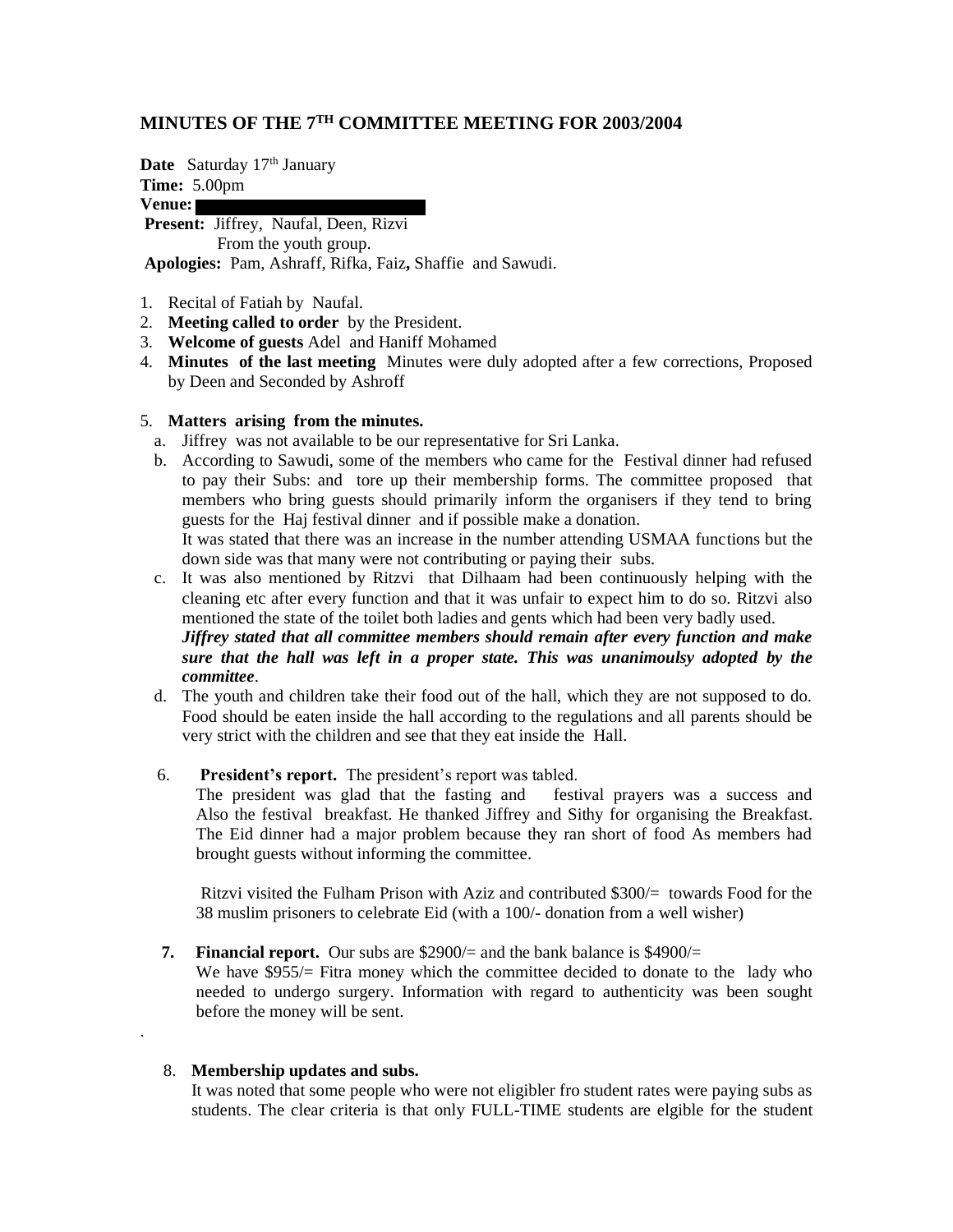## MINUTES OF THE 7TH COMMITTEE MEETING FOR 2003/2004

**Date** Saturday 17th January
**Time:** 5.00pm
**Venue:**
**Present:** Jiffrey, Naufal, Deen, Rizvi
From the youth group.
**Apologies:** Pam, Ashraff, Rifka, Faiz**,** Shaffie and Sawudi.

1. Recital of Fatiah by Naufal.
2. **Meeting called to order** by the President.
3. **Welcome of guests** Adel and Haniff Mohamed
4. **Minutes of the last meeting** Minutes were duly adopted after a few corrections, Proposed by Deen and Seconded by Ashroff

5. **Matters arising from the minutes.**
   a. Jiffrey was not available to be our representative for Sri Lanka.
   b. According to Sawudi, some of the members who came for the Festival dinner had refused to pay their Subs: and tore up their membership forms. The committee proposed that members who bring guests should primarily inform the organisers if they tend to bring guests for the Haj festival dinner and if possible make a donation.
   It was stated that there was an increase in the number attending USMAA functions but the down side was that many were not contributing or paying their subs.
   c. It was also mentioned by Ritzvi that Dilhaam had been continuously helping with the cleaning etc after every function and that it was unfair to expect him to do so. Ritzvi also mentioned the state of the toilet both ladies and gents which had been very badly used.
   ***Jiffrey stated that all committee members should remain after every function and make sure that the hall was left in a proper state. This was unanimoulsy adopted by the committee***.
   d. The youth and children take their food out of the hall, which they are not supposed to do. Food should be eaten inside the hall according to the regulations and all parents should be very strict with the children and see that they eat inside the Hall.

6. **President's report.** The president's report was tabled.
   The president was glad that the fasting and festival prayers was a success and Also the festival breakfast. He thanked Jiffrey and Sithy for organising the Breakfast. The Eid dinner had a major problem because they ran short of food As members had brought guests without informing the committee.

   Ritzvi visited the Fulham Prison with Aziz and contributed \$300/= towards Food for the 38 muslim prisoners to celebrate Eid (with a 100/- donation from a well wisher)

7. **Financial report.** Our subs are \$2900/= and the bank balance is \$4900/=
   We have \$955/= Fitra money which the committee decided to donate to the lady who needed to undergo surgery. Information with regard to authenticity was been sought before the money will be sent.

.

8. **Membership updates and subs.**
   It was noted that some people who were not eligibler fro student rates were paying subs as students. The clear criteria is that only FULL-TIME students are elgible for the student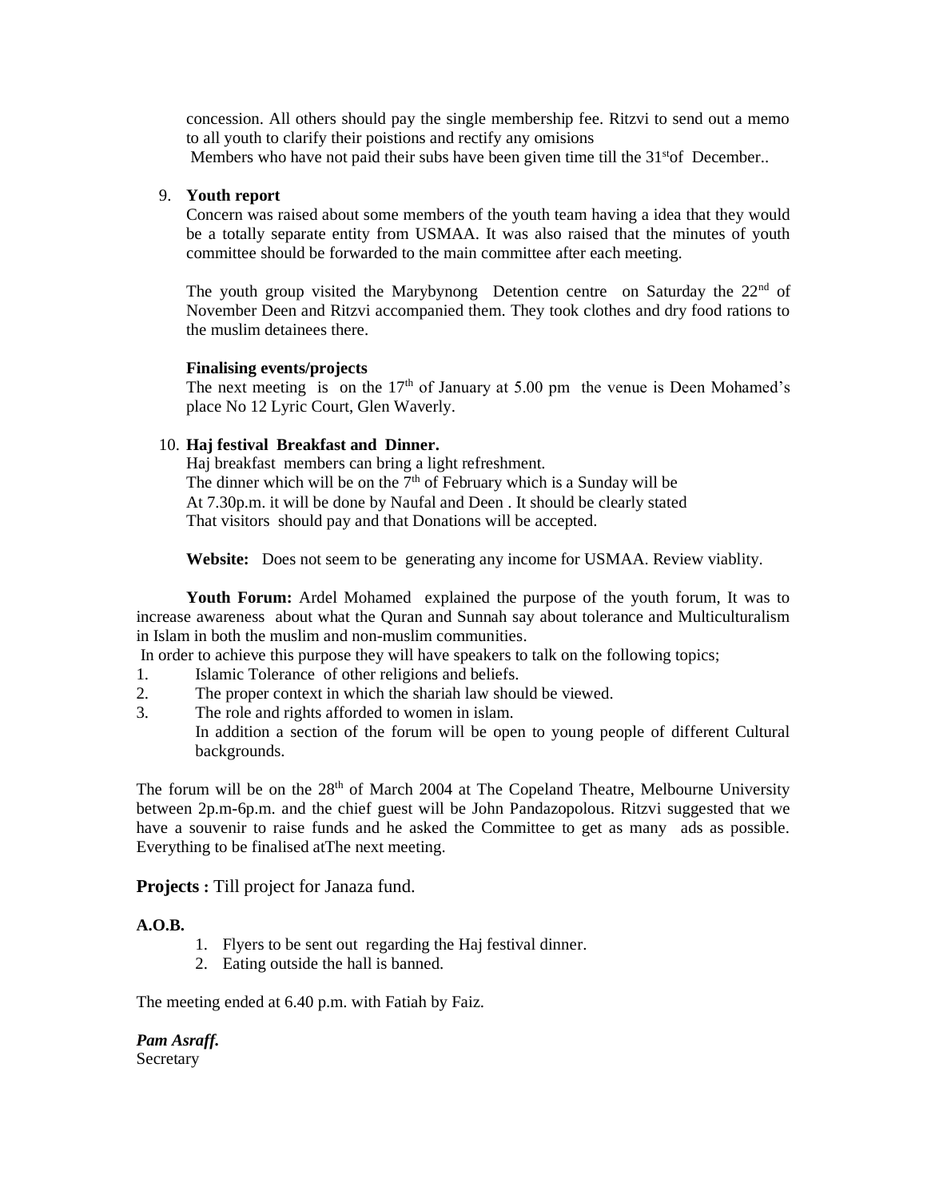concession. All others should pay the single membership fee. Ritzvi to send out a memo to all youth to clarify their poistions and rectify any omisions
Members who have not paid their subs have been given time till the 31st of December..

9. **Youth report**

   Concern was raised about some members of the youth team having a idea that they would be a totally separate entity from USMAA. It was also raised that the minutes of youth committee should be forwarded to the main committee after each meeting.

   The youth group visited the Marybynong Detention centre on Saturday the 22nd of November Deen and Ritzvi accompanied them. They took clothes and dry food rations to the muslim detainees there.

   **Finalising events/projects**

   The next meeting is on the 17th of January at 5.00 pm the venue is Deen Mohamed's place No 12 Lyric Court, Glen Waverly.

10. **Haj festival Breakfast and Dinner.**

    Haj breakfast members can bring a light refreshment.
    The dinner which will be on the 7th of February which is a Sunday will be
    At 7.30p.m. it will be done by Naufal and Deen . It should be clearly stated
    That visitors should pay and that Donations will be accepted.

    **Website:** Does not seem to be generating any income for USMAA. Review viablity.

**Youth Forum:** Ardel Mohamed explained the purpose of the youth forum, It was to increase awareness about what the Quran and Sunnah say about tolerance and Multiculturalism in Islam in both the muslim and non-muslim communities.
In order to achieve this purpose they will have speakers to talk on the following topics;

1. Islamic Tolerance of other religions and beliefs.
2. The proper context in which the shariah law should be viewed.
3. The role and rights afforded to women in islam.
   In addition a section of the forum will be open to young people of different Cultural backgrounds.

The forum will be on the 28th of March 2004 at The Copeland Theatre, Melbourne University between 2p.m-6p.m. and the chief guest will be John Pandazopolous. Ritzvi suggested that we have a souvenir to raise funds and he asked the Committee to get as many ads as possible. Everything to be finalised atThe next meeting.

**Projects :** Till project for Janaza fund.

**A.O.B.**

1. Flyers to be sent out regarding the Haj festival dinner.
2. Eating outside the hall is banned.

The meeting ended at 6.40 p.m. with Fatiah by Faiz.

***Pam Asraff.***
Secretary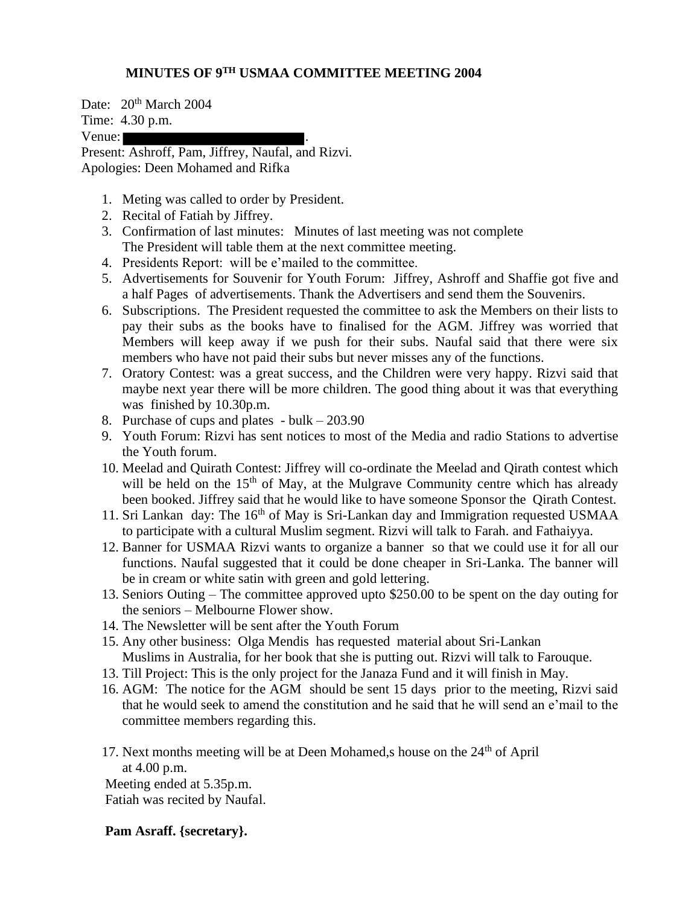# MINUTES OF 9TH USMAA COMMITTEE MEETING 2004

Date: 20th March 2004
Time: 4.30 p.m.
Venue: ██████████.
Present: Ashroff, Pam, Jiffrey, Naufal, and Rizvi.
Apologies: Deen Mohamed and Rifka

1. Meting was called to order by President.
2. Recital of Fatiah by Jiffrey.
3. Confirmation of last minutes: Minutes of last meeting was not complete The President will table them at the next committee meeting.
4. Presidents Report: will be e'mailed to the committee.
5. Advertisements for Souvenir for Youth Forum: Jiffrey, Ashroff and Shaffie got five and a half Pages of advertisements. Thank the Advertisers and send them the Souvenirs.
6. Subscriptions. The President requested the committee to ask the Members on their lists to pay their subs as the books have to finalised for the AGM. Jiffrey was worried that Members will keep away if we push for their subs. Naufal said that there were six members who have not paid their subs but never misses any of the functions.
7. Oratory Contest: was a great success, and the Children were very happy. Rizvi said that maybe next year there will be more children. The good thing about it was that everything was finished by 10.30p.m.
8. Purchase of cups and plates - bulk – 203.90
9. Youth Forum: Rizvi has sent notices to most of the Media and radio Stations to advertise the Youth forum.
10. Meelad and Quirath Contest: Jiffrey will co-ordinate the Meelad and Qirath contest which will be held on the 15th of May, at the Mulgrave Community centre which has already been booked. Jiffrey said that he would like to have someone Sponsor the Qirath Contest.
11. Sri Lankan day: The 16th of May is Sri-Lankan day and Immigration requested USMAA to participate with a cultural Muslim segment. Rizvi will talk to Farah. and Fathaiyya.
12. Banner for USMAA Rizvi wants to organize a banner so that we could use it for all our functions. Naufal suggested that it could be done cheaper in Sri-Lanka. The banner will be in cream or white satin with green and gold lettering.
13. Seniors Outing – The committee approved upto $250.00 to be spent on the day outing for the seniors – Melbourne Flower show.
14. The Newsletter will be sent after the Youth Forum
15. Any other business: Olga Mendis has requested material about Sri-Lankan Muslims in Australia, for her book that she is putting out. Rizvi will talk to Farouque.

13. Till Project: This is the only project for the Janaza Fund and it will finish in May.

16. AGM: The notice for the AGM should be sent 15 days prior to the meeting, Rizvi said that he would seek to amend the constitution and he said that he will send an e'mail to the committee members regarding this.

17. Next months meeting will be at Deen Mohamed,s house on the 24th of April at 4.00 p.m.

Meeting ended at 5.35p.m.
Fatiah was recited by Naufal.

**Pam Asraff. {secretary}.**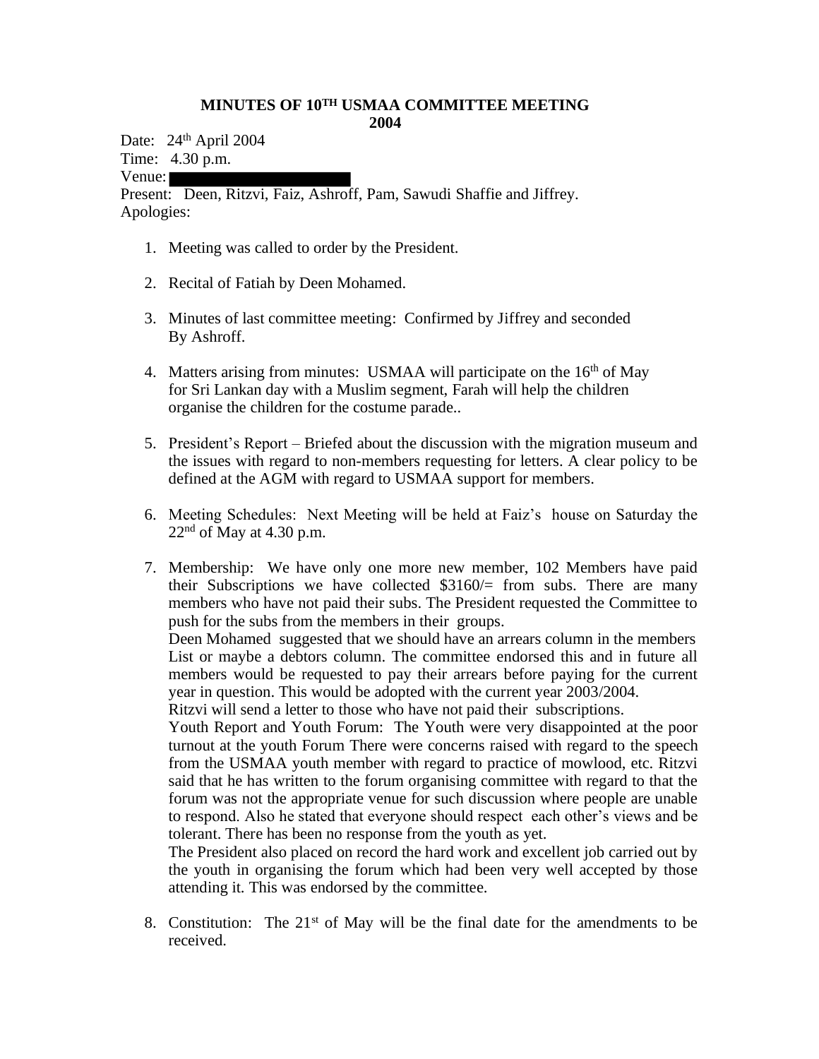# MINUTES OF 10TH USMAA COMMITTEE MEETING 2004

Date: 24th April 2004
Time: 4.30 p.m.
Venue:
Present: Deen, Ritzvi, Faiz, Ashroff, Pam, Sawudi Shaffie and Jiffrey.
Apologies:

1. Meeting was called to order by the President.

2. Recital of Fatiah by Deen Mohamed.

3. Minutes of last committee meeting: Confirmed by Jiffrey and seconded By Ashroff.

4. Matters arising from minutes: USMAA will participate on the 16th of May for Sri Lankan day with a Muslim segment, Farah will help the children organise the children for the costume parade..

5. President's Report – Briefed about the discussion with the migration museum and the issues with regard to non-members requesting for letters. A clear policy to be defined at the AGM with regard to USMAA support for members.

6. Meeting Schedules: Next Meeting will be held at Faiz's house on Saturday the 22nd of May at 4.30 p.m.

7. Membership: We have only one more new member, 102 Members have paid their Subscriptions we have collected $3160/= from subs. There are many members who have not paid their subs. The President requested the Committee to push for the subs from the members in their groups.
   Deen Mohamed suggested that we should have an arrears column in the members List or maybe a debtors column. The committee endorsed this and in future all members would be requested to pay their arrears before paying for the current year in question. This would be adopted with the current year 2003/2004.
   Ritzvi will send a letter to those who have not paid their subscriptions.
   Youth Report and Youth Forum: The Youth were very disappointed at the poor turnout at the youth Forum There were concerns raised with regard to the speech from the USMAA youth member with regard to practice of mowlood, etc. Ritzvi said that he has written to the forum organising committee with regard to that the forum was not the appropriate venue for such discussion where people are unable to respond. Also he stated that everyone should respect each other's views and be tolerant. There has been no response from the youth as yet.
   The President also placed on record the hard work and excellent job carried out by the youth in organising the forum which had been very well accepted by those attending it. This was endorsed by the committee.

8. Constitution: The 21st of May will be the final date for the amendments to be received.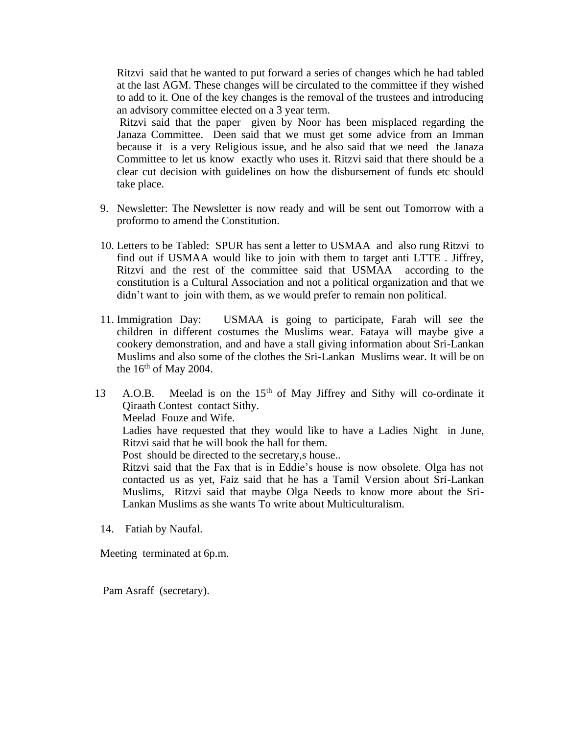Ritzvi said that he wanted to put forward a series of changes which he had tabled at the last AGM. These changes will be circulated to the committee if they wished to add to it. One of the key changes is the removal of the trustees and introducing an advisory committee elected on a 3 year term.

Ritzvi said that the paper given by Noor has been misplaced regarding the Janaza Committee. Deen said that we must get some advice from an Imman because it is a very Religious issue, and he also said that we need the Janaza Committee to let us know exactly who uses it. Ritzvi said that there should be a clear cut decision with guidelines on how the disbursement of funds etc should take place.

9. Newsletter: The Newsletter is now ready and will be sent out Tomorrow with a proformo to amend the Constitution.

10. Letters to be Tabled: SPUR has sent a letter to USMAA and also rung Ritzvi to find out if USMAA would like to join with them to target anti LTTE . Jiffrey, Ritzvi and the rest of the committee said that USMAA according to the constitution is a Cultural Association and not a political organization and that we didn't want to join with them, as we would prefer to remain non political.

11. Immigration Day: USMAA is going to participate, Farah will see the children in different costumes the Muslims wear. Fataya will maybe give a cookery demonstration, and and have a stall giving information about Sri-Lankan Muslims and also some of the clothes the Sri-Lankan Muslims wear. It will be on the 16th of May 2004.

13 A.O.B. Meelad is on the 15th of May Jiffrey and Sithy will co-ordinate it Qiraath Contest contact Sithy.
Meelad Fouze and Wife.
Ladies have requested that they would like to have a Ladies Night in June, Ritzvi said that he will book the hall for them.
Post should be directed to the secretary,s house..
Ritzvi said that the Fax that is in Eddie's house is now obsolete. Olga has not contacted us as yet, Faiz said that he has a Tamil Version about Sri-Lankan Muslims, Ritzvi said that maybe Olga Needs to know more about the Sri-Lankan Muslims as she wants To write about Multiculturalism.

14. Fatiah by Naufal.

Meeting terminated at 6p.m.

Pam Asraff (secretary).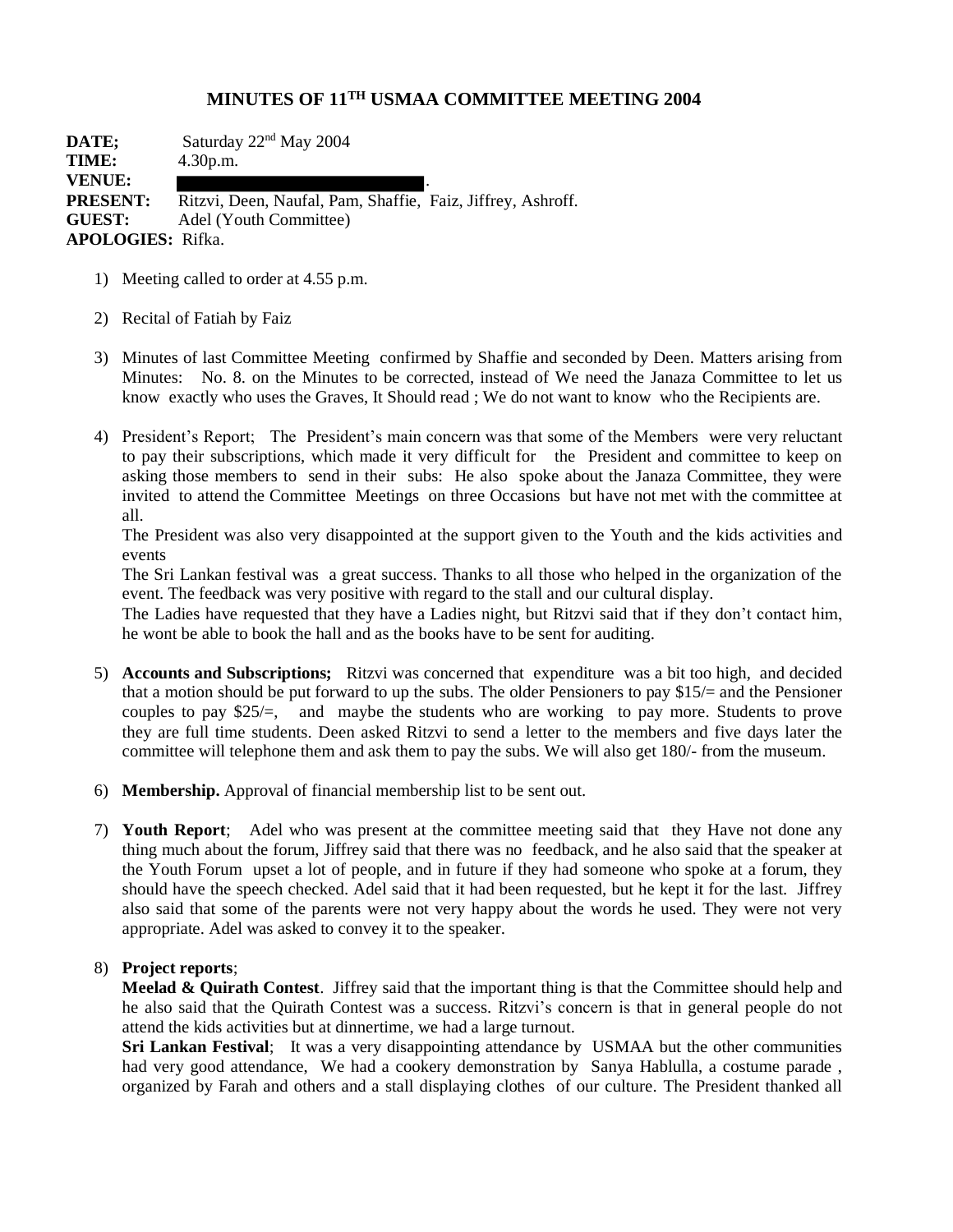# MINUTES OF 11TH USMAA COMMITTEE MEETING 2004

**DATE;** Saturday 22nd May 2004
**TIME:** 4.30p.m.
**VENUE:** .
**PRESENT:** Ritzvi, Deen, Naufal, Pam, Shaffie, Faiz, Jiffrey, Ashroff.
**GUEST:** Adel (Youth Committee)
**APOLOGIES:** Rifka.

1) Meeting called to order at 4.55 p.m.

2) Recital of Fatiah by Faiz

3) Minutes of last Committee Meeting confirmed by Shaffie and seconded by Deen. Matters arising from Minutes: No. 8. on the Minutes to be corrected, instead of We need the Janaza Committee to let us know exactly who uses the Graves, It Should read ; We do not want to know who the Recipients are.

4) President's Report; The President's main concern was that some of the Members were very reluctant to pay their subscriptions, which made it very difficult for the President and committee to keep on asking those members to send in their subs: He also spoke about the Janaza Committee, they were invited to attend the Committee Meetings on three Occasions but have not met with the committee at all.

   The President was also very disappointed at the support given to the Youth and the kids activities and events

   The Sri Lankan festival was a great success. Thanks to all those who helped in the organization of the event. The feedback was very positive with regard to the stall and our cultural display.

   The Ladies have requested that they have a Ladies night, but Ritzvi said that if they don't contact him, he wont be able to book the hall and as the books have to be sent for auditing.

5) **Accounts and Subscriptions;** Ritzvi was concerned that expenditure was a bit too high, and decided that a motion should be put forward to up the subs. The older Pensioners to pay $15/= and the Pensioner couples to pay $25/=, and maybe the students who are working to pay more. Students to prove they are full time students. Deen asked Ritzvi to send a letter to the members and five days later the committee will telephone them and ask them to pay the subs. We will also get 180/- from the museum.

6) **Membership.** Approval of financial membership list to be sent out.

7) **Youth Report**; Adel who was present at the committee meeting said that they Have not done any thing much about the forum, Jiffrey said that there was no feedback, and he also said that the speaker at the Youth Forum upset a lot of people, and in future if they had someone who spoke at a forum, they should have the speech checked. Adel said that it had been requested, but he kept it for the last. Jiffrey also said that some of the parents were not very happy about the words he used. They were not very appropriate. Adel was asked to convey it to the speaker.

8) **Project reports**;

   **Meelad & Quirath Contest**. Jiffrey said that the important thing is that the Committee should help and he also said that the Quirath Contest was a success. Ritzvi's concern is that in general people do not attend the kids activities but at dinnertime, we had a large turnout.

   **Sri Lankan Festival**; It was a very disappointing attendance by USMAA but the other communities had very good attendance, We had a cookery demonstration by Sanya Hablulla, a costume parade , organized by Farah and others and a stall displaying clothes of our culture. The President thanked all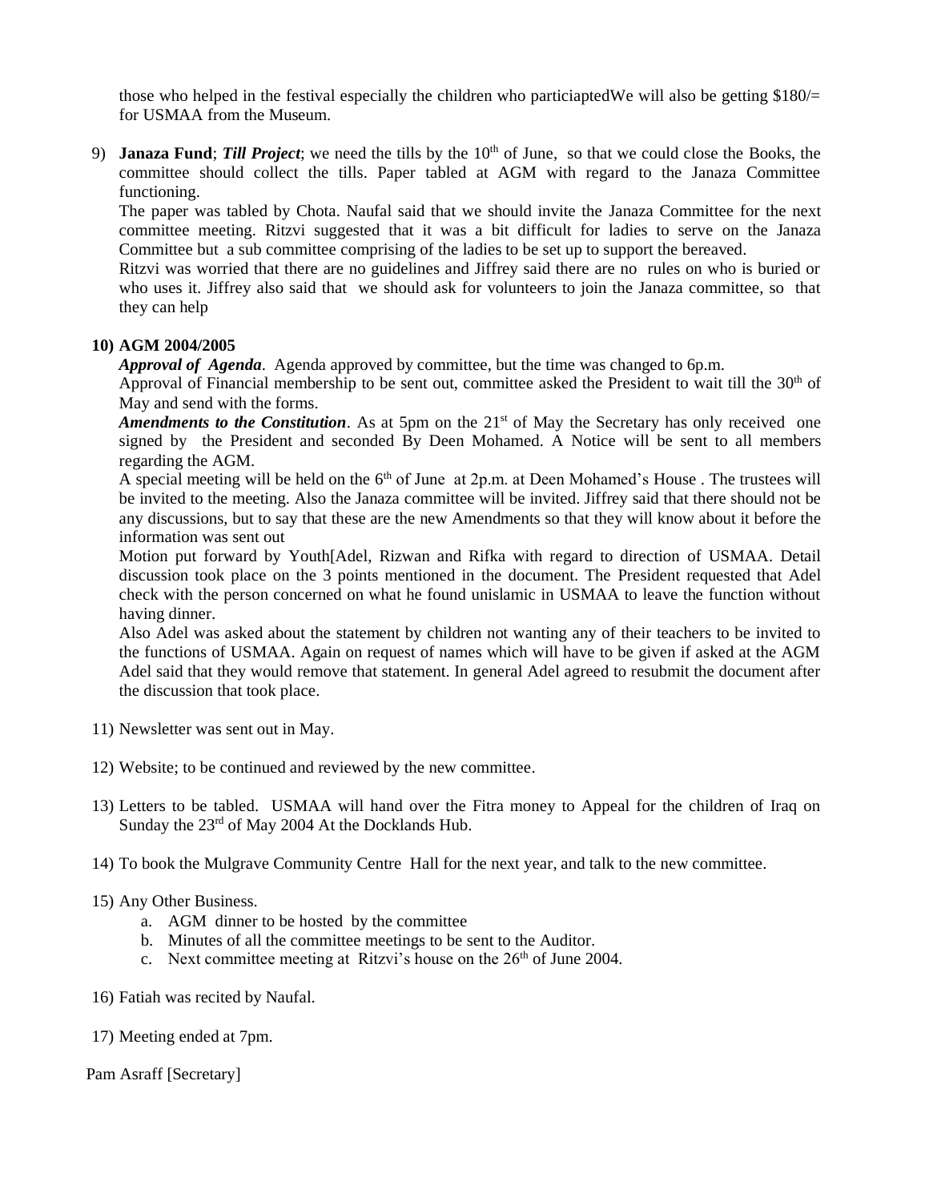those who helped in the festival especially the children who particiaptedWe will also be getting $180/= for USMAA from the Museum.

9) **Janaza Fund**; ***Till Project***; we need the tills by the 10th of June, so that we could close the Books, the committee should collect the tills. Paper tabled at AGM with regard to the Janaza Committee functioning.

   The paper was tabled by Chota. Naufal said that we should invite the Janaza Committee for the next committee meeting. Ritzvi suggested that it was a bit difficult for ladies to serve on the Janaza Committee but a sub committee comprising of the ladies to be set up to support the bereaved.

   Ritzvi was worried that there are no guidelines and Jiffrey said there are no rules on who is buried or who uses it. Jiffrey also said that we should ask for volunteers to join the Janaza committee, so that they can help

10) **AGM 2004/2005**

   ***Approval of Agenda***. Agenda approved by committee, but the time was changed to 6p.m.

   Approval of Financial membership to be sent out, committee asked the President to wait till the 30th of May and send with the forms.

   ***Amendments to the Constitution***. As at 5pm on the 21st of May the Secretary has only received one signed by the President and seconded By Deen Mohamed. A Notice will be sent to all members regarding the AGM.

   A special meeting will be held on the 6th of June at 2p.m. at Deen Mohamed's House . The trustees will be invited to the meeting. Also the Janaza committee will be invited. Jiffrey said that there should not be any discussions, but to say that these are the new Amendments so that they will know about it before the information was sent out

   Motion put forward by Youth[Adel, Rizwan and Rifka with regard to direction of USMAA. Detail discussion took place on the 3 points mentioned in the document. The President requested that Adel check with the person concerned on what he found unislamic in USMAA to leave the function without having dinner.

   Also Adel was asked about the statement by children not wanting any of their teachers to be invited to the functions of USMAA. Again on request of names which will have to be given if asked at the AGM Adel said that they would remove that statement. In general Adel agreed to resubmit the document after the discussion that took place.

11) Newsletter was sent out in May.

12) Website; to be continued and reviewed by the new committee.

13) Letters to be tabled. USMAA will hand over the Fitra money to Appeal for the children of Iraq on Sunday the 23rd of May 2004 At the Docklands Hub.

14) To book the Mulgrave Community Centre Hall for the next year, and talk to the new committee.

15) Any Other Business.
    a. AGM dinner to be hosted by the committee
    b. Minutes of all the committee meetings to be sent to the Auditor.
    c. Next committee meeting at Ritzvi's house on the 26th of June 2004.

16) Fatiah was recited by Naufal.

17) Meeting ended at 7pm.

Pam Asraff [Secretary]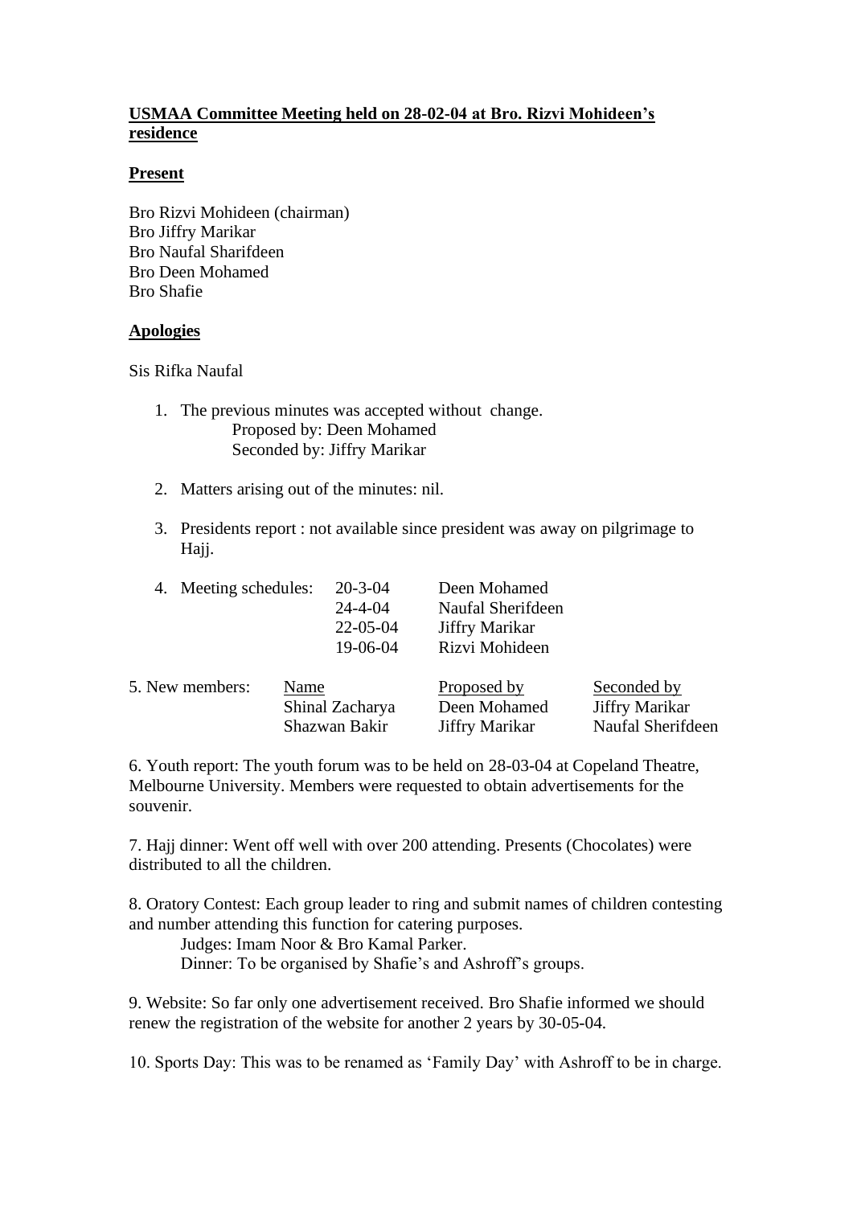**USMAA Committee Meeting held on 28-02-04 at Bro. Rizvi Mohideen's residence**

**Present**

Bro Rizvi Mohideen (chairman)
Bro Jiffry Marikar
Bro Naufal Sharifdeen
Bro Deen Mohamed
Bro Shafie

**Apologies**

Sis Rifka Naufal

1. The previous minutes was accepted without change.
   Proposed by: Deen Mohamed
   Seconded by: Jiffry Marikar

2. Matters arising out of the minutes: nil.

3. Presidents report : not available since president was away on pilgrimage to Hajj.

4. Meeting schedules:

| | |
|---|---|
| 20-3-04 | Deen Mohamed |
| 24-4-04 | Naufal Sherifdeen |
| 22-05-04 | Jiffry Marikar |
| 19-06-04 | Rizvi Mohideen |

5. New members:

| Name | Proposed by | Seconded by |
|---|---|---|
| Shinal Zacharya | Deen Mohamed | Jiffry Marikar |
| Shazwan Bakir | Jiffry Marikar | Naufal Sherifdeen |

6. Youth report: The youth forum was to be held on 28-03-04 at Copeland Theatre, Melbourne University. Members were requested to obtain advertisements for the souvenir.

7. Hajj dinner: Went off well with over 200 attending. Presents (Chocolates) were distributed to all the children.

8. Oratory Contest: Each group leader to ring and submit names of children contesting and number attending this function for catering purposes.
   Judges: Imam Noor & Bro Kamal Parker.
   Dinner: To be organised by Shafie's and Ashroff's groups.

9. Website: So far only one advertisement received. Bro Shafie informed we should renew the registration of the website for another 2 years by 30-05-04.

10. Sports Day: This was to be renamed as 'Family Day' with Ashroff to be in charge.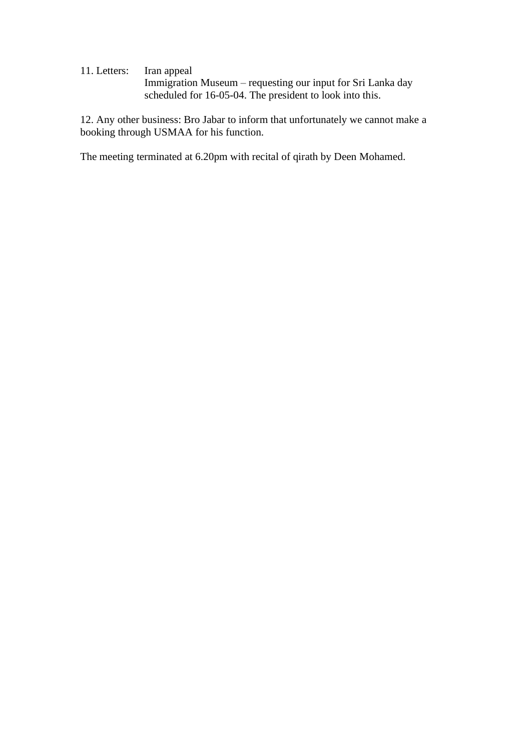11. Letters: Iran appeal
Immigration Museum – requesting our input for Sri Lanka day scheduled for 16-05-04. The president to look into this.

12. Any other business: Bro Jabar to inform that unfortunately we cannot make a booking through USMAA for his function.

The meeting terminated at 6.20pm with recital of qirath by Deen Mohamed.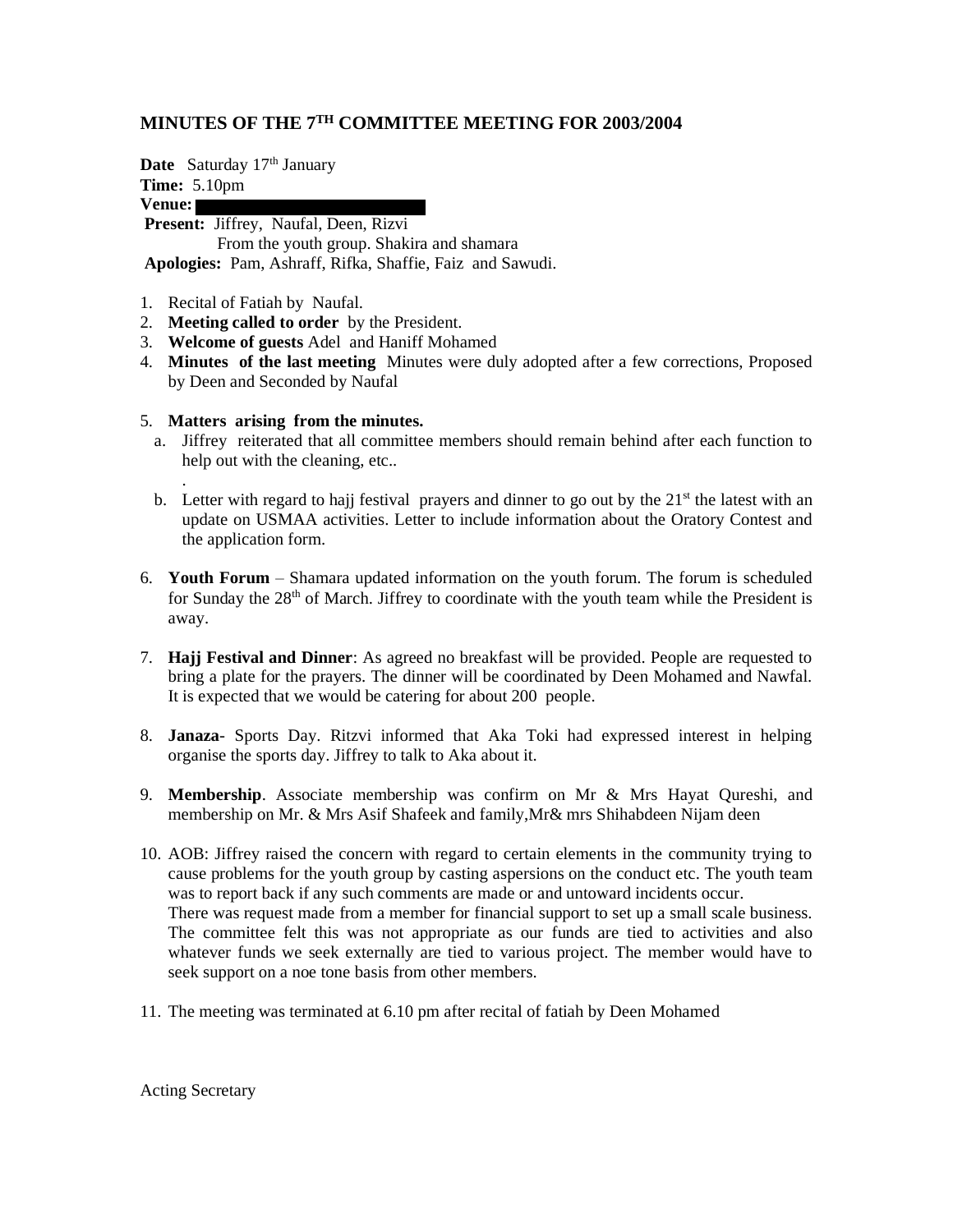## MINUTES OF THE 7TH COMMITTEE MEETING FOR 2003/2004

**Date** Saturday 17th January
**Time:** 5.10pm
**Venue:**
**Present:** Jiffrey, Naufal, Deen, Rizvi
From the youth group. Shakira and shamara
**Apologies:** Pam, Ashraff, Rifka, Shaffie, Faiz and Sawudi.

1. Recital of Fatiah by Naufal.
2. **Meeting called to order** by the President.
3. **Welcome of guests** Adel and Haniff Mohamed
4. **Minutes of the last meeting** Minutes were duly adopted after a few corrections, Proposed by Deen and Seconded by Naufal

5. **Matters arising from the minutes.**
   a. Jiffrey reiterated that all committee members should remain behind after each function to help out with the cleaning, etc..
   .
   b. Letter with regard to hajj festival prayers and dinner to go out by the 21st the latest with an update on USMAA activities. Letter to include information about the Oratory Contest and the application form.

6. **Youth Forum** – Shamara updated information on the youth forum. The forum is scheduled for Sunday the 28th of March. Jiffrey to coordinate with the youth team while the President is away.

7. **Hajj Festival and Dinner**: As agreed no breakfast will be provided. People are requested to bring a plate for the prayers. The dinner will be coordinated by Deen Mohamed and Nawfal. It is expected that we would be catering for about 200 people.

8. **Janaza**- Sports Day. Ritzvi informed that Aka Toki had expressed interest in helping organise the sports day. Jiffrey to talk to Aka about it.

9. **Membership**. Associate membership was confirm on Mr & Mrs Hayat Qureshi, and membership on Mr. & Mrs Asif Shafeek and family,Mr& mrs Shihabdeen Nijam deen

10. AOB: Jiffrey raised the concern with regard to certain elements in the community trying to cause problems for the youth group by casting aspersions on the conduct etc. The youth team was to report back if any such comments are made or and untoward incidents occur.
    There was request made from a member for financial support to set up a small scale business. The committee felt this was not appropriate as our funds are tied to activities and also whatever funds we seek externally are tied to various project. The member would have to seek support on a noe tone basis from other members.

11. The meeting was terminated at 6.10 pm after recital of fatiah by Deen Mohamed

Acting Secretary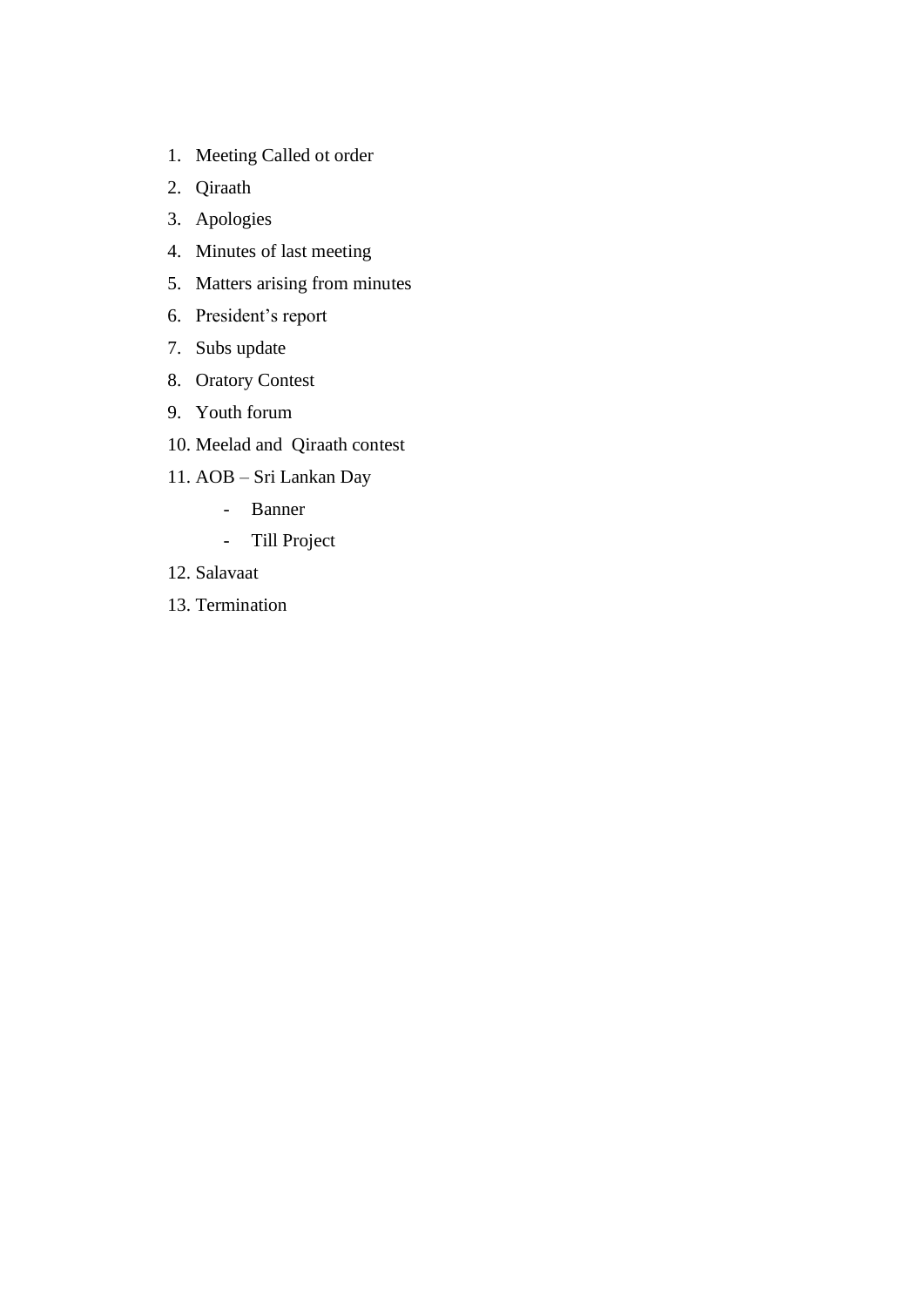1. Meeting Called ot order
2. Qiraath
3. Apologies
4. Minutes of last meeting
5. Matters arising from minutes
6. President's report
7. Subs update
8. Oratory Contest
9. Youth forum
10. Meelad and Qiraath contest
11. AOB – Sri Lankan Day
    - Banner
    - Till Project
12. Salavaat
13. Termination